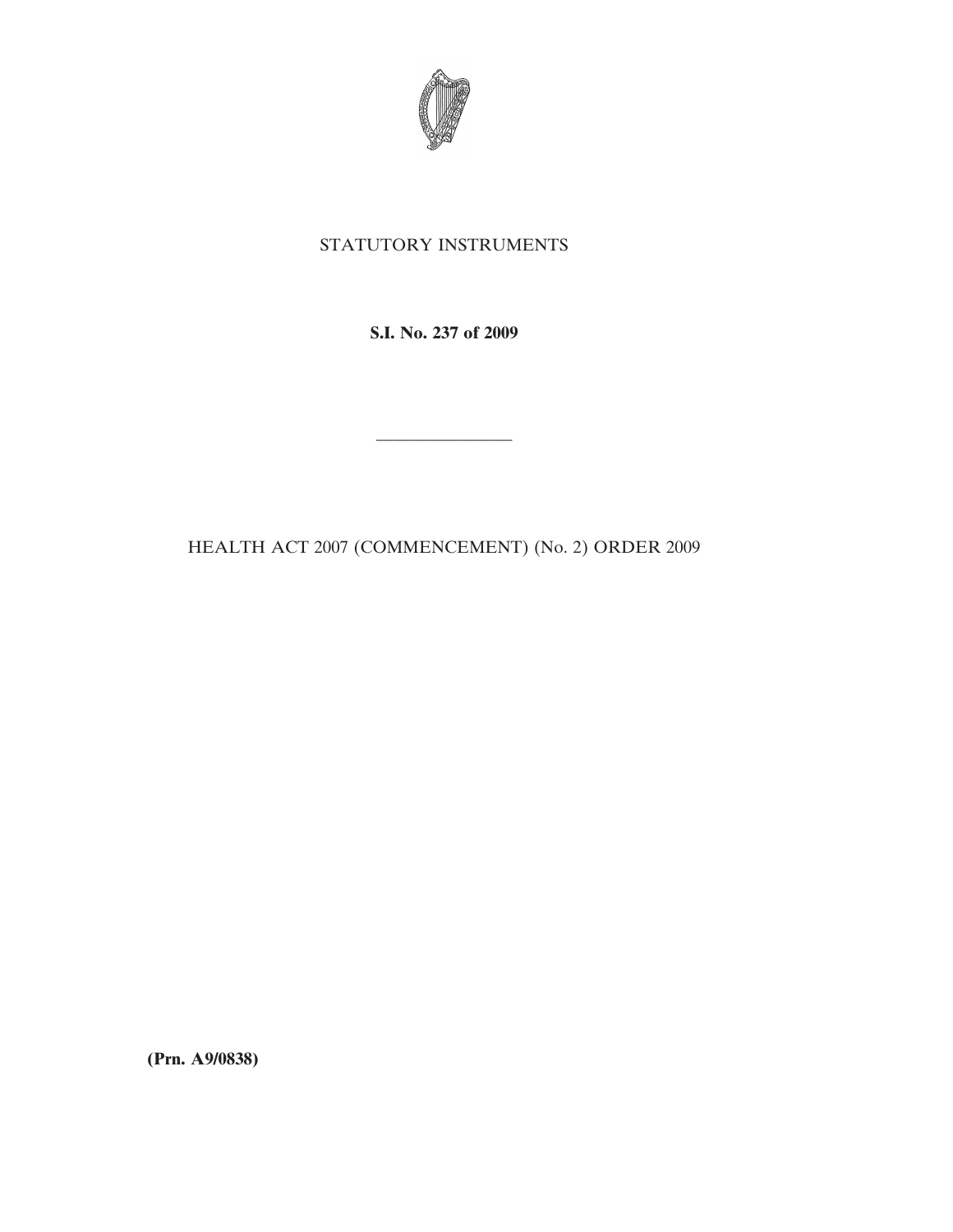STATUTORY INSTRUMENTS

**S.I. No. 237 of 2009**

---

HEALTH ACT 2007 (COMMENCEMENT) (No. 2) ORDER 2009

**(Prn. A9/0838)**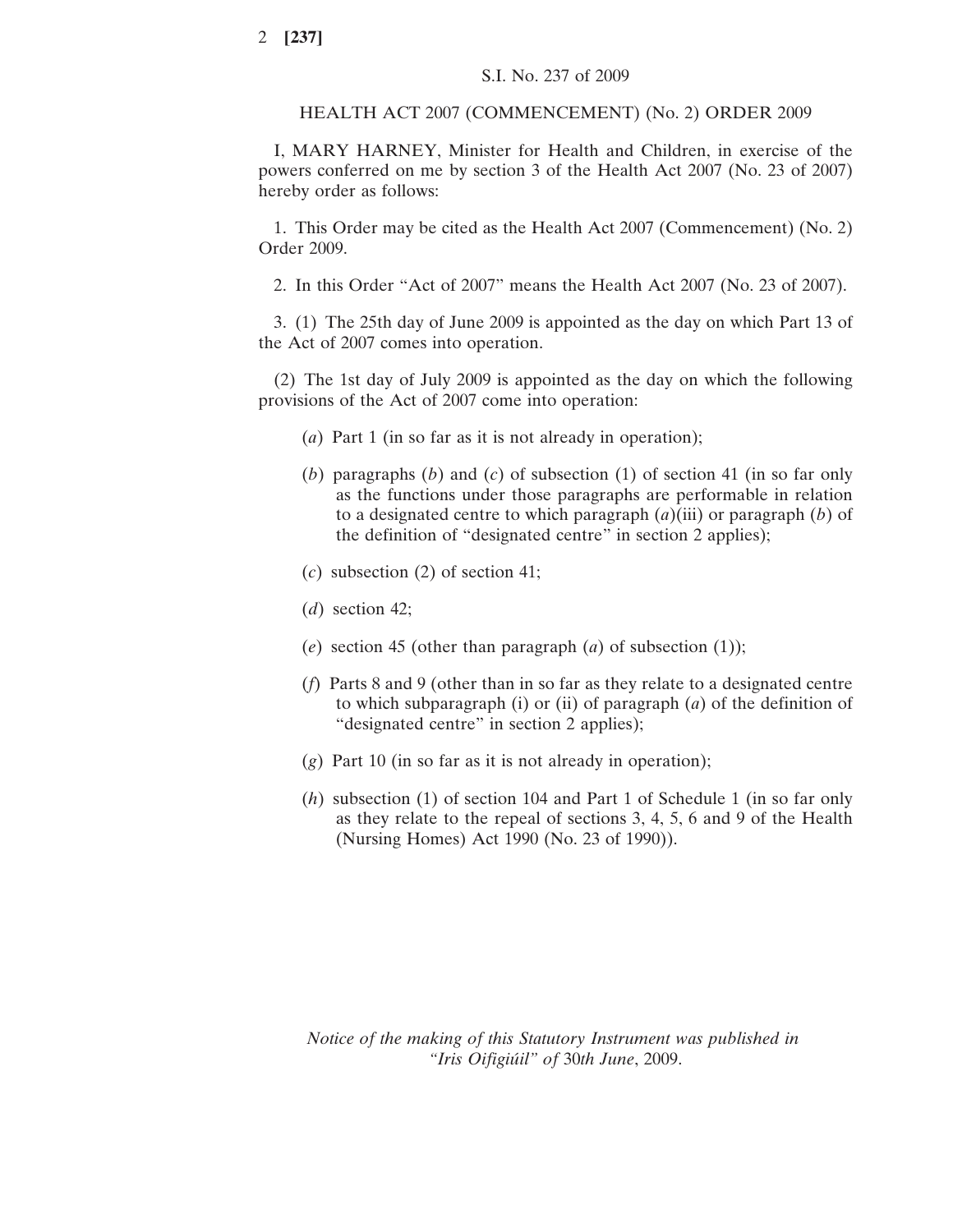S.I. No. 237 of 2009

HEALTH ACT 2007 (COMMENCEMENT) (No. 2) ORDER 2009

I, MARY HARNEY, Minister for Health and Children, in exercise of the powers conferred on me by section 3 of the Health Act 2007 (No. 23 of 2007) hereby order as follows:

1. This Order may be cited as the Health Act 2007 (Commencement) (No. 2) Order 2009.

2. In this Order "Act of 2007" means the Health Act 2007 (No. 23 of 2007).

3. (1) The 25th day of June 2009 is appointed as the day on which Part 13 of the Act of 2007 comes into operation.

(2) The 1st day of July 2009 is appointed as the day on which the following provisions of the Act of 2007 come into operation:

(*a*) Part 1 (in so far as it is not already in operation);

(*b*) paragraphs (*b*) and (*c*) of subsection (1) of section 41 (in so far only as the functions under those paragraphs are performable in relation to a designated centre to which paragraph (*a*)(iii) or paragraph (*b*) of the definition of "designated centre" in section 2 applies);

(*c*) subsection (2) of section 41;

(*d*) section 42;

(*e*) section 45 (other than paragraph (*a*) of subsection (1));

(*f*) Parts 8 and 9 (other than in so far as they relate to a designated centre to which subparagraph (i) or (ii) of paragraph (*a*) of the definition of "designated centre" in section 2 applies);

(*g*) Part 10 (in so far as it is not already in operation);

(*h*) subsection (1) of section 104 and Part 1 of Schedule 1 (in so far only as they relate to the repeal of sections 3, 4, 5, 6 and 9 of the Health (Nursing Homes) Act 1990 (No. 23 of 1990)).

*Notice of the making of this Statutory Instrument was published in "Iris Oifigiúil" of 30th June, 2009.*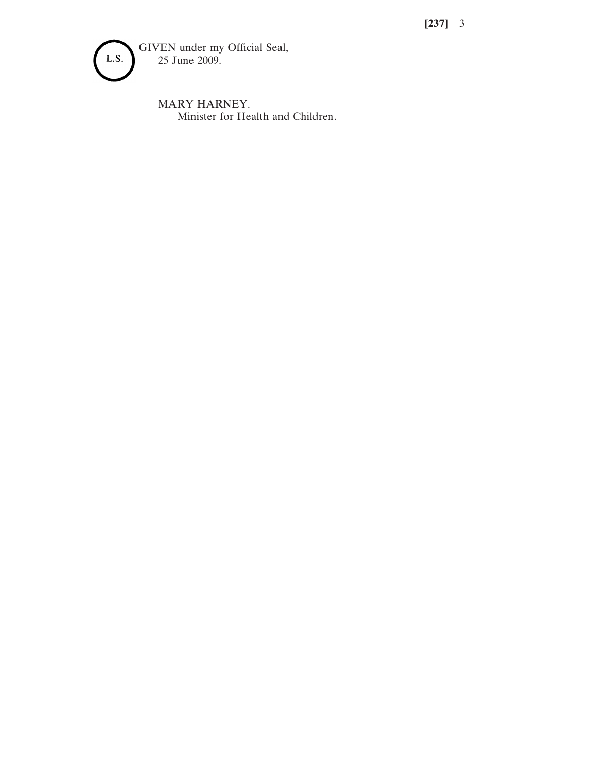L.S.

GIVEN under my Official Seal,
25 June 2009.

MARY HARNEY.
Minister for Health and Children.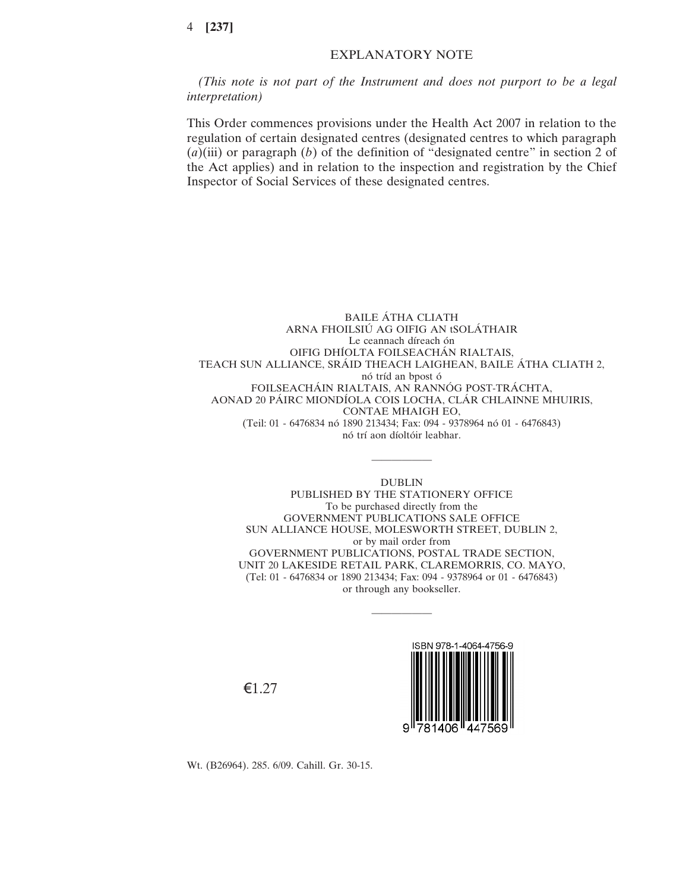## EXPLANATORY NOTE

*(This note is not part of the Instrument and does not purport to be a legal interpretation)*

This Order commences provisions under the Health Act 2007 in relation to the regulation of certain designated centres (designated centres to which paragraph (*a*)(iii) or paragraph (*b*) of the definition of "designated centre" in section 2 of the Act applies) and in relation to the inspection and registration by the Chief Inspector of Social Services of these designated centres.

BAILE ÁTHA CLIATH
ARNA FHOILSIÚ AG OIFIG AN tSOLÁTHAIR
Le ceannach díreach ón
OIFIG DHÍOLTA FOILSEACHÁN RIALTAIS,
TEACH SUN ALLIANCE, SRÁID THEACH LAIGHEAN, BAILE ÁTHA CLIATH 2,
nó tríd an bpost ó
FOILSEACHÁIN RIALTAIS, AN RANNÓG POST-TRÁCHTA,
AONAD 20 PÁIRC MIONDÍOLA COIS LOCHA, CLÁR CHLAINNE MHUIRIS,
CONTAE MHAIGH EO,
(Teil: 01 - 6476834 nó 1890 213434; Fax: 094 - 9378964 nó 01 - 6476843)
nó trí aon díoltóir leabhar.

---

DUBLIN
PUBLISHED BY THE STATIONERY OFFICE
To be purchased directly from the
GOVERNMENT PUBLICATIONS SALE OFFICE
SUN ALLIANCE HOUSE, MOLESWORTH STREET, DUBLIN 2,
or by mail order from
GOVERNMENT PUBLICATIONS, POSTAL TRADE SECTION,
UNIT 20 LAKESIDE RETAIL PARK, CLAREMORRIS, CO. MAYO,
(Tel: 01 - 6476834 or 1890 213434; Fax: 094 - 9378964 or 01 - 6476843)
or through any bookseller.

---

€1.27

ISBN 978-1-4064-4756-9

9 781406 447569

Wt. (B26964). 285. 6/09. Cahill. Gr. 30-15.